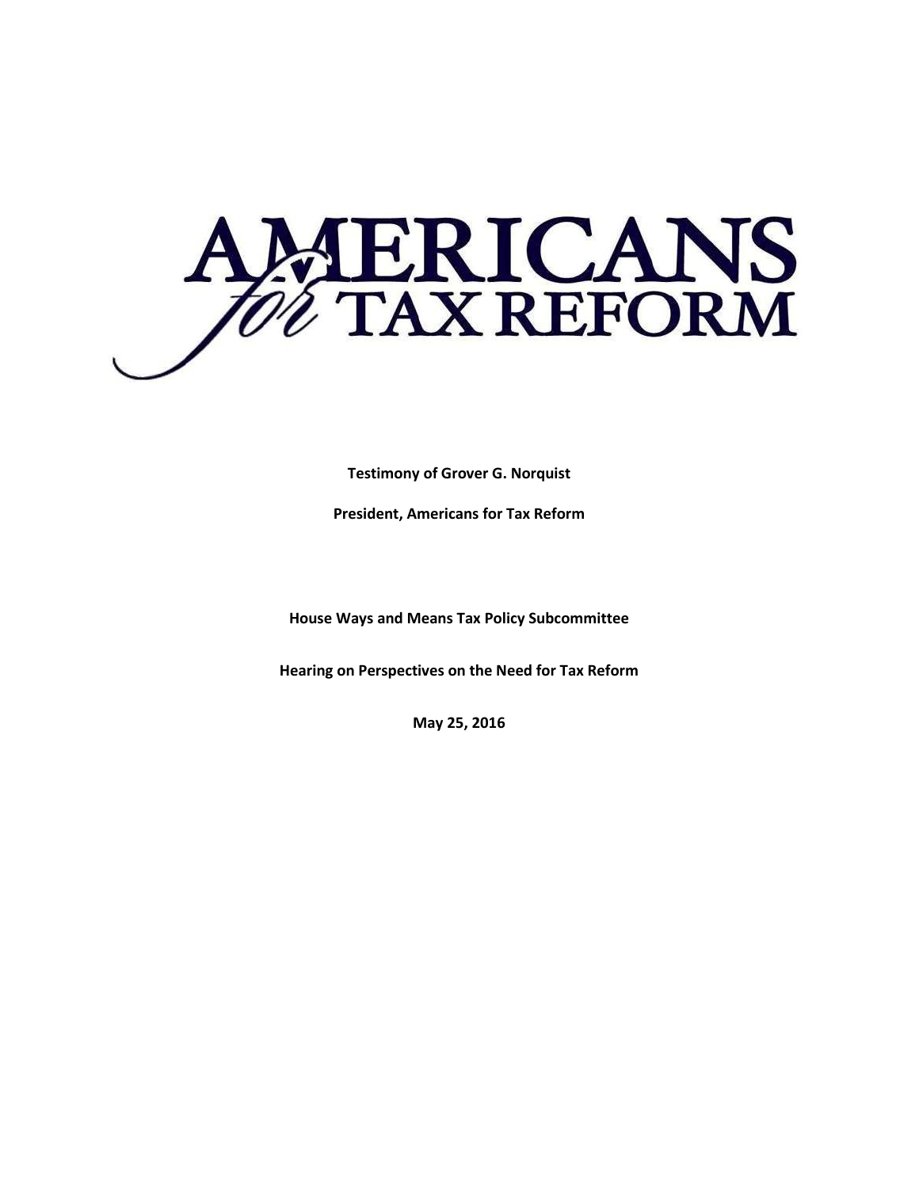# AMERICANS *for* TAX REFORM

**Testimony of Grover G. Norquist**

**President, Americans for Tax Reform**

**House Ways and Means Tax Policy Subcommittee**

**Hearing on Perspectives on the Need for Tax Reform**

**May 25, 2016**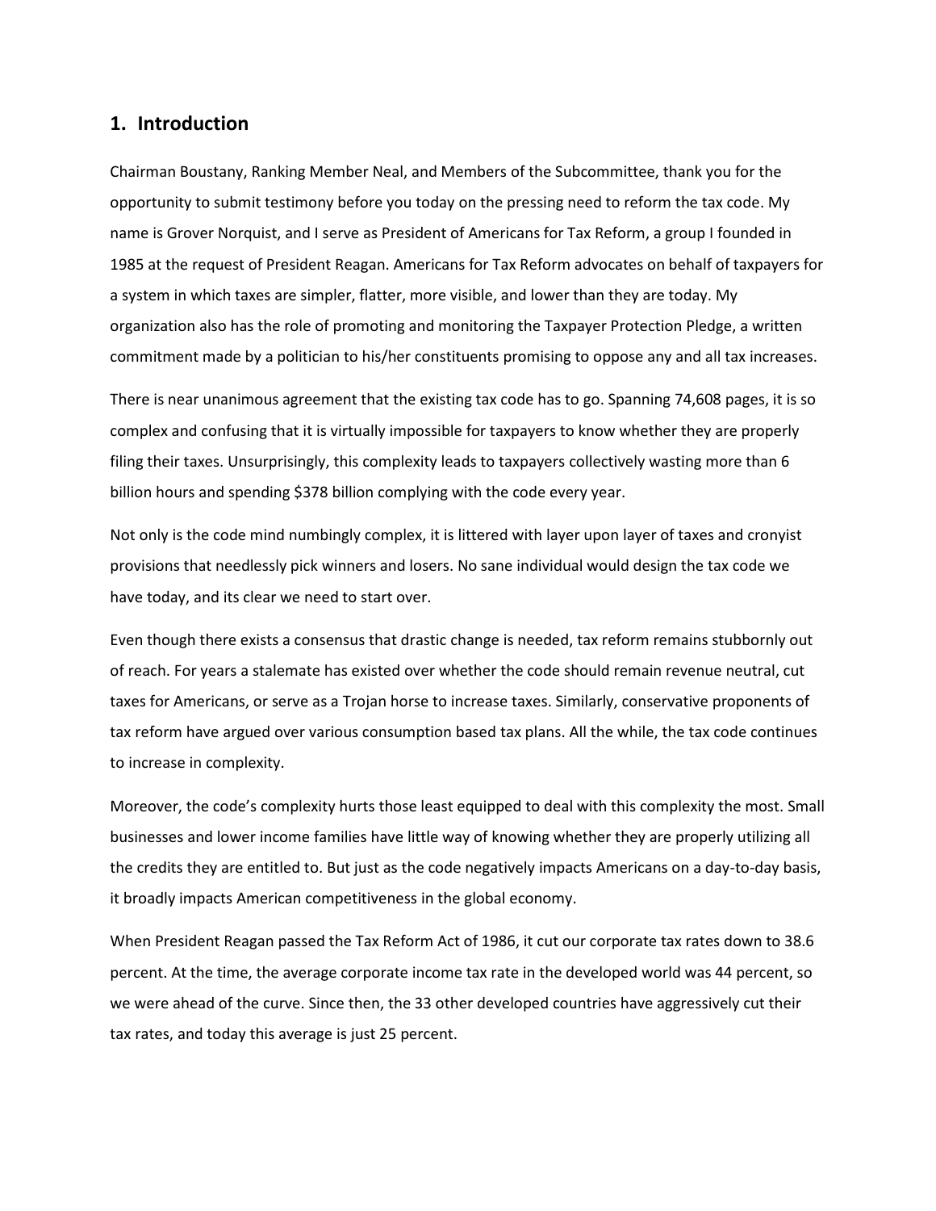## 1. Introduction

Chairman Boustany, Ranking Member Neal, and Members of the Subcommittee, thank you for the opportunity to submit testimony before you today on the pressing need to reform the tax code. My name is Grover Norquist, and I serve as President of Americans for Tax Reform, a group I founded in 1985 at the request of President Reagan. Americans for Tax Reform advocates on behalf of taxpayers for a system in which taxes are simpler, flatter, more visible, and lower than they are today. My organization also has the role of promoting and monitoring the Taxpayer Protection Pledge, a written commitment made by a politician to his/her constituents promising to oppose any and all tax increases.

There is near unanimous agreement that the existing tax code has to go. Spanning 74,608 pages, it is so complex and confusing that it is virtually impossible for taxpayers to know whether they are properly filing their taxes. Unsurprisingly, this complexity leads to taxpayers collectively wasting more than 6 billion hours and spending $378 billion complying with the code every year.

Not only is the code mind numbingly complex, it is littered with layer upon layer of taxes and cronyist provisions that needlessly pick winners and losers. No sane individual would design the tax code we have today, and its clear we need to start over.

Even though there exists a consensus that drastic change is needed, tax reform remains stubbornly out of reach. For years a stalemate has existed over whether the code should remain revenue neutral, cut taxes for Americans, or serve as a Trojan horse to increase taxes. Similarly, conservative proponents of tax reform have argued over various consumption based tax plans. All the while, the tax code continues to increase in complexity.

Moreover, the code's complexity hurts those least equipped to deal with this complexity the most. Small businesses and lower income families have little way of knowing whether they are properly utilizing all the credits they are entitled to. But just as the code negatively impacts Americans on a day-to-day basis, it broadly impacts American competitiveness in the global economy.

When President Reagan passed the Tax Reform Act of 1986, it cut our corporate tax rates down to 38.6 percent. At the time, the average corporate income tax rate in the developed world was 44 percent, so we were ahead of the curve. Since then, the 33 other developed countries have aggressively cut their tax rates, and today this average is just 25 percent.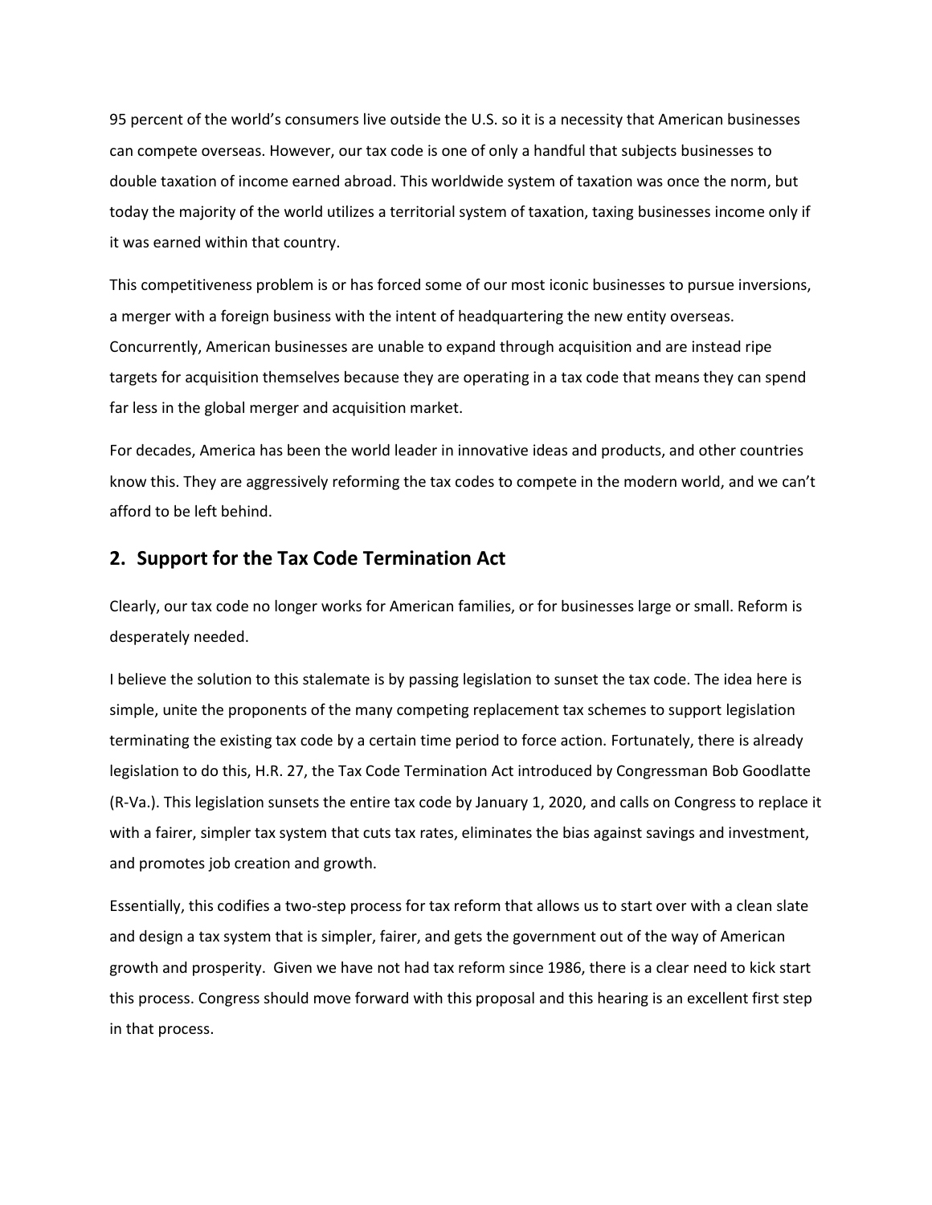95 percent of the world's consumers live outside the U.S. so it is a necessity that American businesses can compete overseas. However, our tax code is one of only a handful that subjects businesses to double taxation of income earned abroad. This worldwide system of taxation was once the norm, but today the majority of the world utilizes a territorial system of taxation, taxing businesses income only if it was earned within that country.

This competitiveness problem is or has forced some of our most iconic businesses to pursue inversions, a merger with a foreign business with the intent of headquartering the new entity overseas. Concurrently, American businesses are unable to expand through acquisition and are instead ripe targets for acquisition themselves because they are operating in a tax code that means they can spend far less in the global merger and acquisition market.

For decades, America has been the world leader in innovative ideas and products, and other countries know this. They are aggressively reforming the tax codes to compete in the modern world, and we can't afford to be left behind.

## 2. Support for the Tax Code Termination Act

Clearly, our tax code no longer works for American families, or for businesses large or small. Reform is desperately needed.

I believe the solution to this stalemate is by passing legislation to sunset the tax code. The idea here is simple, unite the proponents of the many competing replacement tax schemes to support legislation terminating the existing tax code by a certain time period to force action. Fortunately, there is already legislation to do this, H.R. 27, the Tax Code Termination Act introduced by Congressman Bob Goodlatte (R-Va.). This legislation sunsets the entire tax code by January 1, 2020, and calls on Congress to replace it with a fairer, simpler tax system that cuts tax rates, eliminates the bias against savings and investment, and promotes job creation and growth.

Essentially, this codifies a two-step process for tax reform that allows us to start over with a clean slate and design a tax system that is simpler, fairer, and gets the government out of the way of American growth and prosperity. Given we have not had tax reform since 1986, there is a clear need to kick start this process. Congress should move forward with this proposal and this hearing is an excellent first step in that process.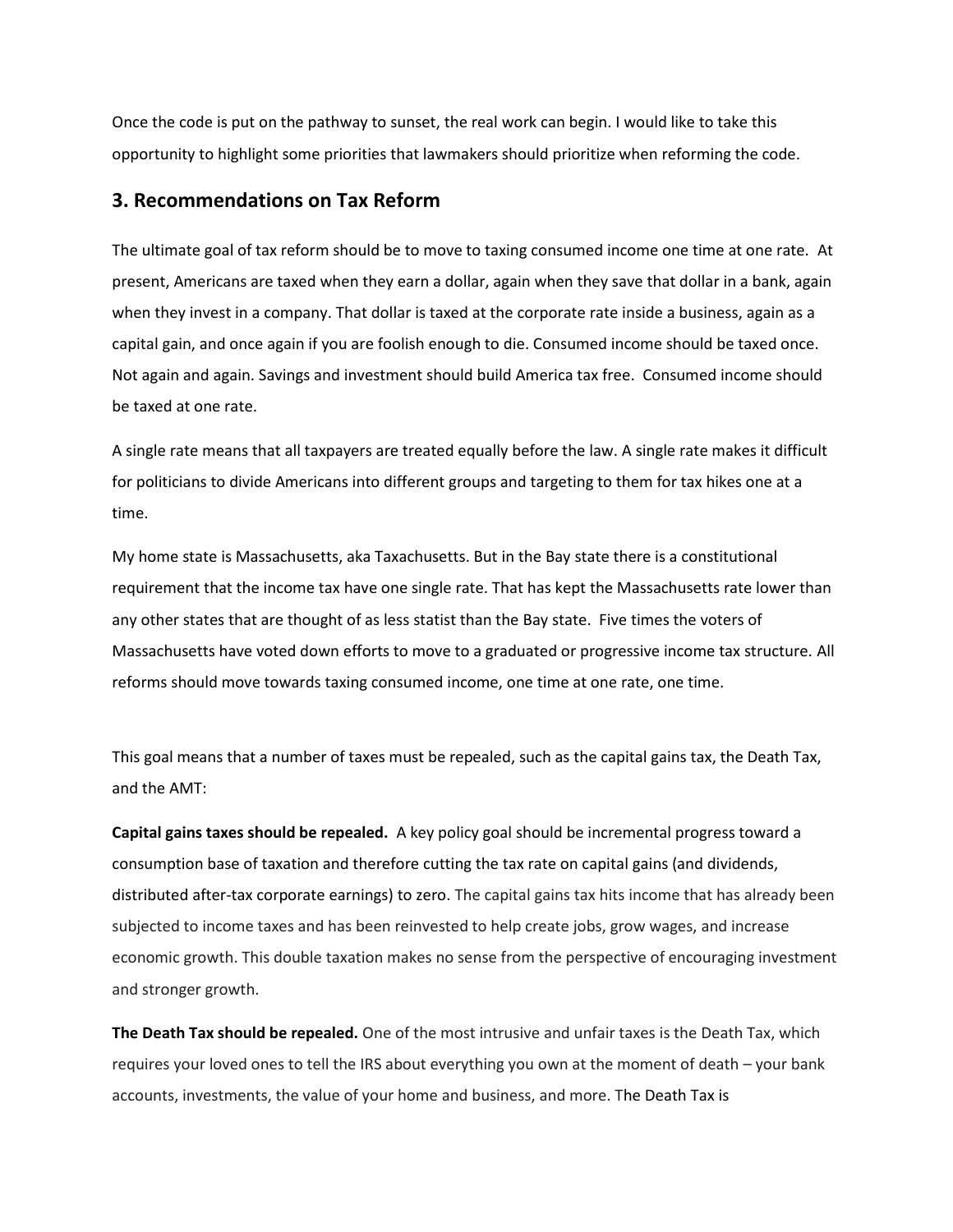Once the code is put on the pathway to sunset, the real work can begin. I would like to take this opportunity to highlight some priorities that lawmakers should prioritize when reforming the code.

## 3. Recommendations on Tax Reform

The ultimate goal of tax reform should be to move to taxing consumed income one time at one rate. At present, Americans are taxed when they earn a dollar, again when they save that dollar in a bank, again when they invest in a company. That dollar is taxed at the corporate rate inside a business, again as a capital gain, and once again if you are foolish enough to die. Consumed income should be taxed once. Not again and again. Savings and investment should build America tax free. Consumed income should be taxed at one rate.

A single rate means that all taxpayers are treated equally before the law. A single rate makes it difficult for politicians to divide Americans into different groups and targeting to them for tax hikes one at a time.

My home state is Massachusetts, aka Taxachusetts. But in the Bay state there is a constitutional requirement that the income tax have one single rate. That has kept the Massachusetts rate lower than any other states that are thought of as less statist than the Bay state. Five times the voters of Massachusetts have voted down efforts to move to a graduated or progressive income tax structure. All reforms should move towards taxing consumed income, one time at one rate, one time.

This goal means that a number of taxes must be repealed, such as the capital gains tax, the Death Tax, and the AMT:

**Capital gains taxes should be repealed.** A key policy goal should be incremental progress toward a consumption base of taxation and therefore cutting the tax rate on capital gains (and dividends, distributed after-tax corporate earnings) to zero. The capital gains tax hits income that has already been subjected to income taxes and has been reinvested to help create jobs, grow wages, and increase economic growth. This double taxation makes no sense from the perspective of encouraging investment and stronger growth.

**The Death Tax should be repealed.** One of the most intrusive and unfair taxes is the Death Tax, which requires your loved ones to tell the IRS about everything you own at the moment of death – your bank accounts, investments, the value of your home and business, and more. The Death Tax is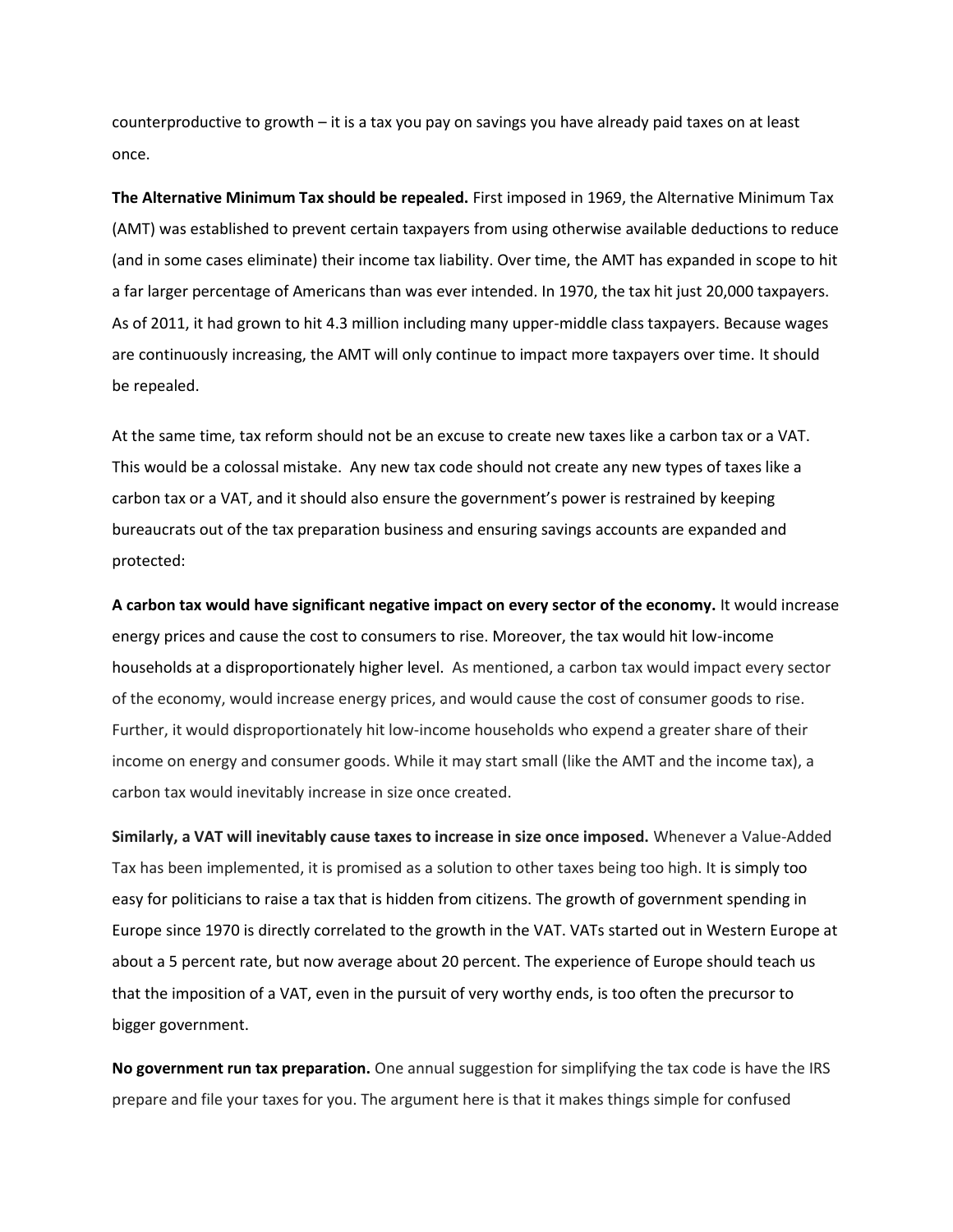counterproductive to growth – it is a tax you pay on savings you have already paid taxes on at least once.

**The Alternative Minimum Tax should be repealed.** First imposed in 1969, the Alternative Minimum Tax (AMT) was established to prevent certain taxpayers from using otherwise available deductions to reduce (and in some cases eliminate) their income tax liability. Over time, the AMT has expanded in scope to hit a far larger percentage of Americans than was ever intended. In 1970, the tax hit just 20,000 taxpayers. As of 2011, it had grown to hit 4.3 million including many upper-middle class taxpayers. Because wages are continuously increasing, the AMT will only continue to impact more taxpayers over time. It should be repealed.

At the same time, tax reform should not be an excuse to create new taxes like a carbon tax or a VAT. This would be a colossal mistake. Any new tax code should not create any new types of taxes like a carbon tax or a VAT, and it should also ensure the government's power is restrained by keeping bureaucrats out of the tax preparation business and ensuring savings accounts are expanded and protected:

**A carbon tax would have significant negative impact on every sector of the economy.** It would increase energy prices and cause the cost to consumers to rise. Moreover, the tax would hit low-income households at a disproportionately higher level. As mentioned, a carbon tax would impact every sector of the economy, would increase energy prices, and would cause the cost of consumer goods to rise. Further, it would disproportionately hit low-income households who expend a greater share of their income on energy and consumer goods. While it may start small (like the AMT and the income tax), a carbon tax would inevitably increase in size once created.

**Similarly, a VAT will inevitably cause taxes to increase in size once imposed.** Whenever a Value-Added Tax has been implemented, it is promised as a solution to other taxes being too high. It is simply too easy for politicians to raise a tax that is hidden from citizens. The growth of government spending in Europe since 1970 is directly correlated to the growth in the VAT. VATs started out in Western Europe at about a 5 percent rate, but now average about 20 percent. The experience of Europe should teach us that the imposition of a VAT, even in the pursuit of very worthy ends, is too often the precursor to bigger government.

**No government run tax preparation.** One annual suggestion for simplifying the tax code is have the IRS prepare and file your taxes for you. The argument here is that it makes things simple for confused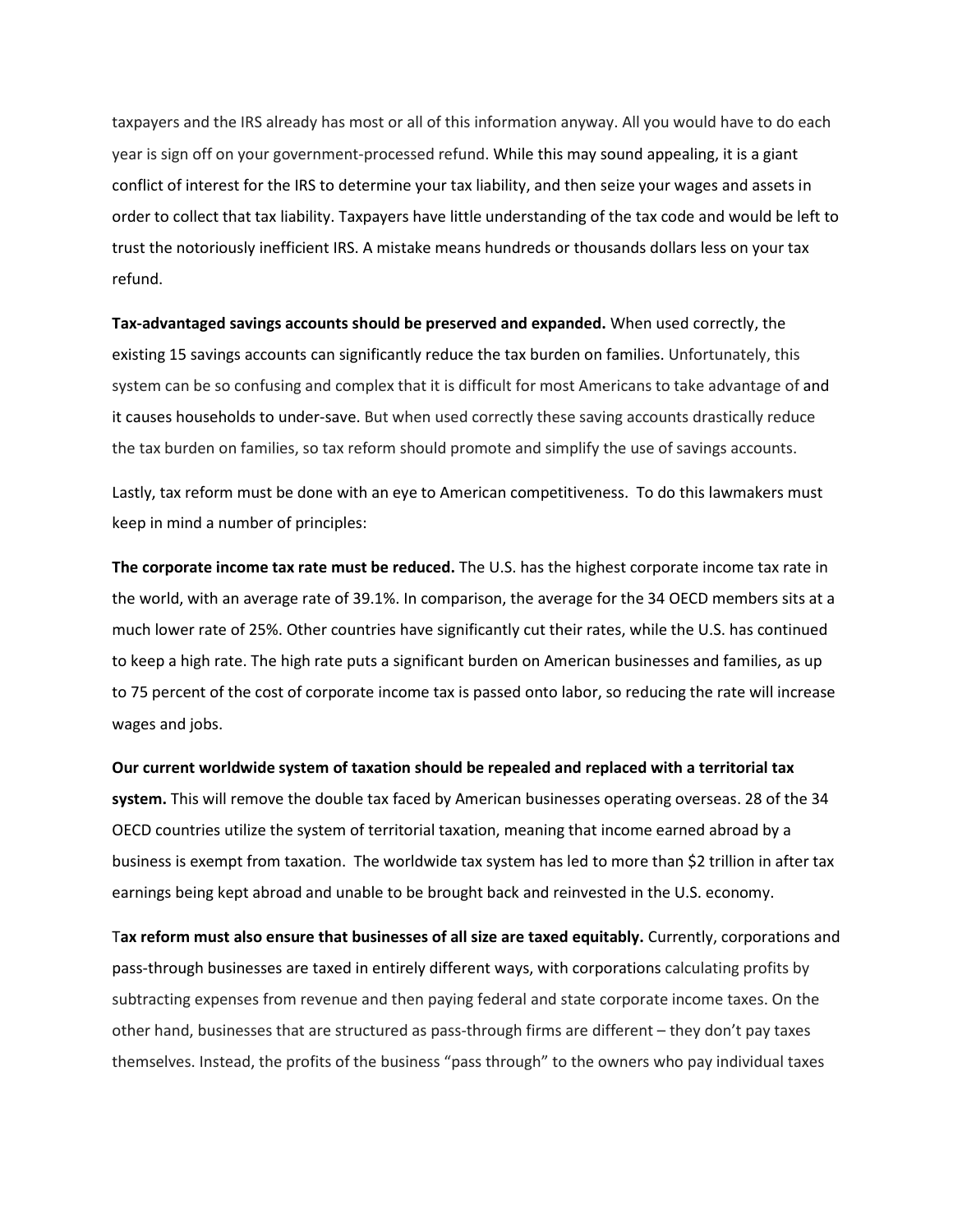taxpayers and the IRS already has most or all of this information anyway. All you would have to do each year is sign off on your government-processed refund. While this may sound appealing, it is a giant conflict of interest for the IRS to determine your tax liability, and then seize your wages and assets in order to collect that tax liability. Taxpayers have little understanding of the tax code and would be left to trust the notoriously inefficient IRS. A mistake means hundreds or thousands dollars less on your tax refund.

**Tax-advantaged savings accounts should be preserved and expanded.** When used correctly, the existing 15 savings accounts can significantly reduce the tax burden on families. Unfortunately, this system can be so confusing and complex that it is difficult for most Americans to take advantage of and it causes households to under-save. But when used correctly these saving accounts drastically reduce the tax burden on families, so tax reform should promote and simplify the use of savings accounts.

Lastly, tax reform must be done with an eye to American competitiveness. To do this lawmakers must keep in mind a number of principles:

**The corporate income tax rate must be reduced.** The U.S. has the highest corporate income tax rate in the world, with an average rate of 39.1%. In comparison, the average for the 34 OECD members sits at a much lower rate of 25%. Other countries have significantly cut their rates, while the U.S. has continued to keep a high rate. The high rate puts a significant burden on American businesses and families, as up to 75 percent of the cost of corporate income tax is passed onto labor, so reducing the rate will increase wages and jobs.

**Our current worldwide system of taxation should be repealed and replaced with a territorial tax system.** This will remove the double tax faced by American businesses operating overseas. 28 of the 34 OECD countries utilize the system of territorial taxation, meaning that income earned abroad by a business is exempt from taxation. The worldwide tax system has led to more than $2 trillion in after tax earnings being kept abroad and unable to be brought back and reinvested in the U.S. economy.

T**ax reform must also ensure that businesses of all size are taxed equitably.** Currently, corporations and pass-through businesses are taxed in entirely different ways, with corporations calculating profits by subtracting expenses from revenue and then paying federal and state corporate income taxes. On the other hand, businesses that are structured as pass-through firms are different – they don't pay taxes themselves. Instead, the profits of the business "pass through" to the owners who pay individual taxes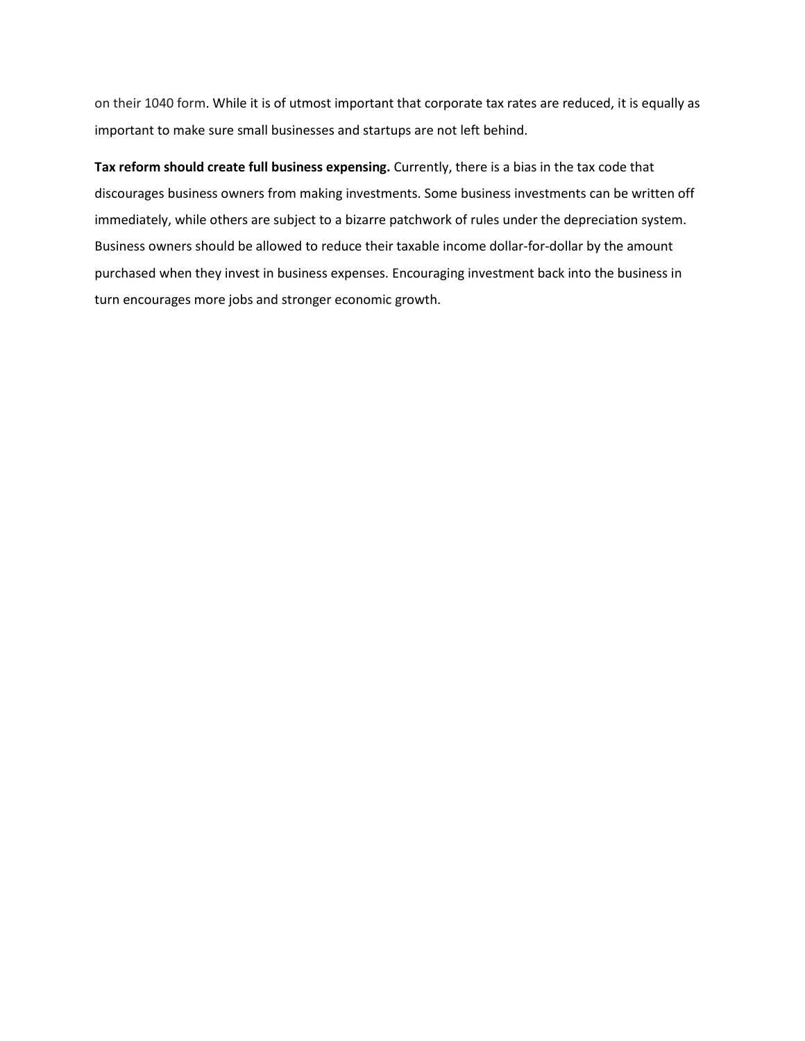on their 1040 form. While it is of utmost important that corporate tax rates are reduced, it is equally as important to make sure small businesses and startups are not left behind.

**Tax reform should create full business expensing.** Currently, there is a bias in the tax code that discourages business owners from making investments. Some business investments can be written off immediately, while others are subject to a bizarre patchwork of rules under the depreciation system. Business owners should be allowed to reduce their taxable income dollar-for-dollar by the amount purchased when they invest in business expenses. Encouraging investment back into the business in turn encourages more jobs and stronger economic growth.